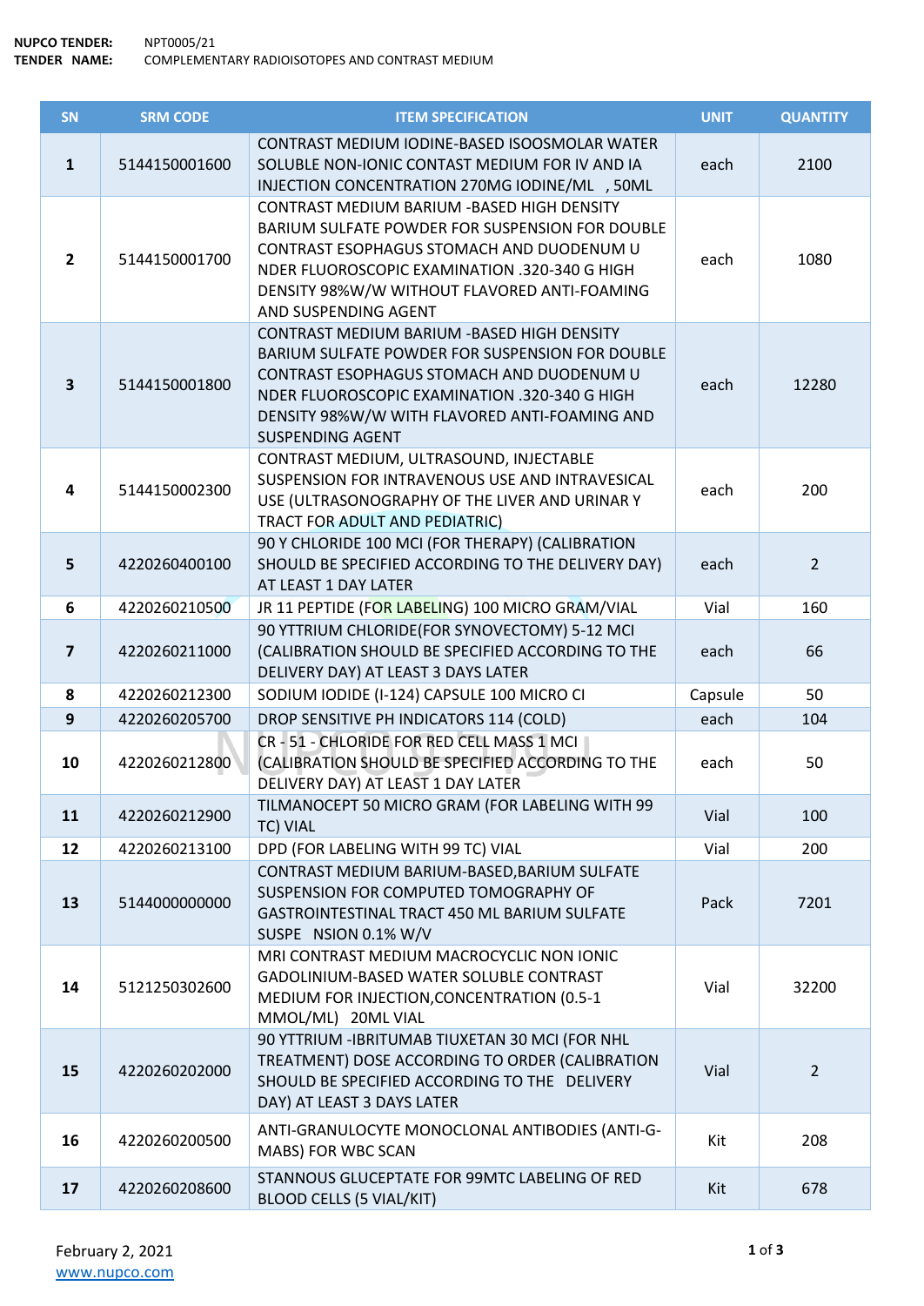**NUPCO TENDER:** NPT0005/21
**TENDER NAME:** COMPLEMENTARY RADIOISOTOPES AND CONTRAST MEDIUM

| SN | SRM CODE | ITEM SPECIFICATION | UNIT | QUANTITY |
|---|---|---|---|---|
| 1 | 5144150001600 | CONTRAST MEDIUM IODINE-BASED ISOOSMOLAR WATER SOLUBLE NON-IONIC CONTAST MEDIUM FOR IV AND IA INJECTION CONCENTRATION 270MG IODINE/ML , 50ML | each | 2100 |
| 2 | 5144150001700 | CONTRAST MEDIUM BARIUM -BASED HIGH DENSITY BARIUM SULFATE POWDER FOR SUSPENSION FOR DOUBLE CONTRAST ESOPHAGUS STOMACH AND DUODENUM U NDER FLUOROSCOPIC EXAMINATION .320-340 G HIGH DENSITY 98%W/W WITHOUT FLAVORED ANTI-FOAMING AND SUSPENDING AGENT | each | 1080 |
| 3 | 5144150001800 | CONTRAST MEDIUM BARIUM -BASED HIGH DENSITY BARIUM SULFATE POWDER FOR SUSPENSION FOR DOUBLE CONTRAST ESOPHAGUS STOMACH AND DUODENUM U NDER FLUOROSCOPIC EXAMINATION .320-340 G HIGH DENSITY 98%W/W WITH FLAVORED ANTI-FOAMING AND SUSPENDING AGENT | each | 12280 |
| 4 | 5144150002300 | CONTRAST MEDIUM, ULTRASOUND, INJECTABLE SUSPENSION FOR INTRAVENOUS USE AND INTRAVESICAL USE (ULTRASONOGRAPHY OF THE LIVER AND URINAR Y TRACT FOR ADULT AND PEDIATRIC) | each | 200 |
| 5 | 4220260400100 | 90 Y CHLORIDE 100 MCI (FOR THERAPY) (CALIBRATION SHOULD BE SPECIFIED ACCORDING TO THE DELIVERY DAY) AT LEAST 1 DAY LATER | each | 2 |
| 6 | 4220260210500 | JR 11 PEPTIDE (FOR LABELING) 100 MICRO GRAM/VIAL | Vial | 160 |
| 7 | 4220260211000 | 90 YTTRIUM CHLORIDE(FOR SYNOVECTOMY) 5-12 MCI (CALIBRATION SHOULD BE SPECIFIED ACCORDING TO THE DELIVERY DAY) AT LEAST 3 DAYS LATER | each | 66 |
| 8 | 4220260212300 | SODIUM IODIDE (I-124) CAPSULE 100 MICRO CI | Capsule | 50 |
| 9 | 4220260205700 | DROP SENSITIVE PH INDICATORS 114 (COLD) | each | 104 |
| 10 | 4220260212800 | CR - 51 - CHLORIDE FOR RED CELL MASS 1 MCI (CALIBRATION SHOULD BE SPECIFIED ACCORDING TO THE DELIVERY DAY) AT LEAST 1 DAY LATER | each | 50 |
| 11 | 4220260212900 | TILMANOCEPT 50 MICRO GRAM (FOR LABELING WITH 99 TC) VIAL | Vial | 100 |
| 12 | 4220260213100 | DPD (FOR LABELING WITH 99 TC) VIAL | Vial | 200 |
| 13 | 5144000000000 | CONTRAST MEDIUM BARIUM-BASED,BARIUM SULFATE SUSPENSION FOR COMPUTED TOMOGRAPHY OF GASTROINTESTINAL TRACT 450 ML BARIUM SULFATE SUSPE NSION 0.1% W/V | Pack | 7201 |
| 14 | 5121250302600 | MRI CONTRAST MEDIUM MACROCYCLIC NON IONIC GADOLINIUM-BASED WATER SOLUBLE CONTRAST MEDIUM FOR INJECTION,CONCENTRATION (0.5-1 MMOL/ML) 20ML VIAL | Vial | 32200 |
| 15 | 4220260202000 | 90 YTTRIUM -IBRITUMAB TIUXETAN 30 MCI (FOR NHL TREATMENT) DOSE ACCORDING TO ORDER (CALIBRATION SHOULD BE SPECIFIED ACCORDING TO THE DELIVERY DAY) AT LEAST 3 DAYS LATER | Vial | 2 |
| 16 | 4220260200500 | ANTI-GRANULOCYTE MONOCLONAL ANTIBODIES (ANTI-G-MABS) FOR WBC SCAN | Kit | 208 |
| 17 | 4220260208600 | STANNOUS GLUCEPTATE FOR 99MTC LABELING OF RED BLOOD CELLS (5 VIAL/KIT) | Kit | 678 |

February 2, 2021
www.nupco.com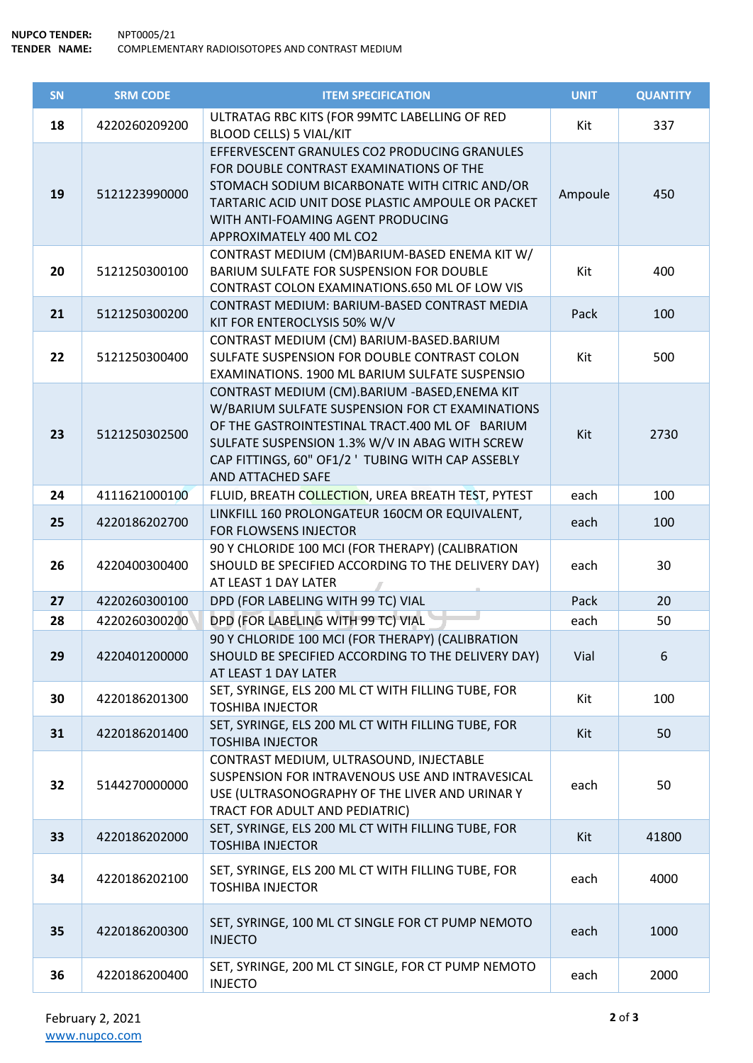**NUPCO TENDER:** NPT0005/21
**TENDER NAME:** COMPLEMENTARY RADIOISOTOPES AND CONTRAST MEDIUM

| SN | SRM CODE | ITEM SPECIFICATION | UNIT | QUANTITY |
|---|---|---|---|---|
| 18 | 4220260209200 | ULTRATAG RBC KITS (FOR 99MTC LABELLING OF RED BLOOD CELLS) 5 VIAL/KIT | Kit | 337 |
| 19 | 5121223990000 | EFFERVESCENT GRANULES CO2 PRODUCING GRANULES FOR DOUBLE CONTRAST EXAMINATIONS OF THE STOMACH SODIUM BICARBONATE WITH CITRIC AND/OR TARTARIC ACID UNIT DOSE PLASTIC AMPOULE OR PACKET WITH ANTI-FOAMING AGENT PRODUCING APPROXIMATELY 400 ML CO2 | Ampoule | 450 |
| 20 | 5121250300100 | CONTRAST MEDIUM (CM)BARIUM-BASED ENEMA KIT W/ BARIUM SULFATE FOR SUSPENSION FOR DOUBLE CONTRAST COLON EXAMINATIONS.650 ML OF LOW VIS | Kit | 400 |
| 21 | 5121250300200 | CONTRAST MEDIUM: BARIUM-BASED CONTRAST MEDIA KIT FOR ENTEROCLYSIS 50% W/V | Pack | 100 |
| 22 | 5121250300400 | CONTRAST MEDIUM (CM) BARIUM-BASED.BARIUM SULFATE SUSPENSION FOR DOUBLE CONTRAST COLON EXAMINATIONS. 1900 ML BARIUM SULFATE SUSPENSIO | Kit | 500 |
| 23 | 5121250302500 | CONTRAST MEDIUM (CM).BARIUM -BASED,ENEMA KIT W/BARIUM SULFATE SUSPENSION FOR CT EXAMINATIONS OF THE GASTROINTESTINAL TRACT.400 ML OF BARIUM SULFATE SUSPENSION 1.3% W/V IN ABAG WITH SCREW CAP FITTINGS, 60" OF1/2 ' TUBING WITH CAP ASSEBLY AND ATTACHED SAFE | Kit | 2730 |
| 24 | 4111621000100 | FLUID, BREATH COLLECTION, UREA BREATH TEST, PYTEST | each | 100 |
| 25 | 4220186202700 | LINKFILL 160 PROLONGATEUR 160CM OR EQUIVALENT, FOR FLOWSENS INJECTOR | each | 100 |
| 26 | 4220400300400 | 90 Y CHLORIDE 100 MCI (FOR THERAPY) (CALIBRATION SHOULD BE SPECIFIED ACCORDING TO THE DELIVERY DAY) AT LEAST 1 DAY LATER | each | 30 |
| 27 | 4220260300100 | DPD (FOR LABELING WITH 99 TC) VIAL | Pack | 20 |
| 28 | 4220260300200 | DPD (FOR LABELING WITH 99 TC) VIAL | each | 50 |
| 29 | 4220401200000 | 90 Y CHLORIDE 100 MCI (FOR THERAPY) (CALIBRATION SHOULD BE SPECIFIED ACCORDING TO THE DELIVERY DAY) AT LEAST 1 DAY LATER | Vial | 6 |
| 30 | 4220186201300 | SET, SYRINGE, ELS 200 ML CT WITH FILLING TUBE, FOR TOSHIBA INJECTOR | Kit | 100 |
| 31 | 4220186201400 | SET, SYRINGE, ELS 200 ML CT WITH FILLING TUBE, FOR TOSHIBA INJECTOR | Kit | 50 |
| 32 | 5144270000000 | CONTRAST MEDIUM, ULTRASOUND, INJECTABLE SUSPENSION FOR INTRAVENOUS USE AND INTRAVESICAL USE (ULTRASONOGRAPHY OF THE LIVER AND URINAR Y TRACT FOR ADULT AND PEDIATRIC) | each | 50 |
| 33 | 4220186202000 | SET, SYRINGE, ELS 200 ML CT WITH FILLING TUBE, FOR TOSHIBA INJECTOR | Kit | 41800 |
| 34 | 4220186202100 | SET, SYRINGE, ELS 200 ML CT WITH FILLING TUBE, FOR TOSHIBA INJECTOR | each | 4000 |
| 35 | 4220186200300 | SET, SYRINGE, 100 ML CT SINGLE FOR CT PUMP NEMOTO INJECTO | each | 1000 |
| 36 | 4220186200400 | SET, SYRINGE, 200 ML CT SINGLE, FOR CT PUMP NEMOTO INJECTO | each | 2000 |

February 2, 2021
www.nupco.com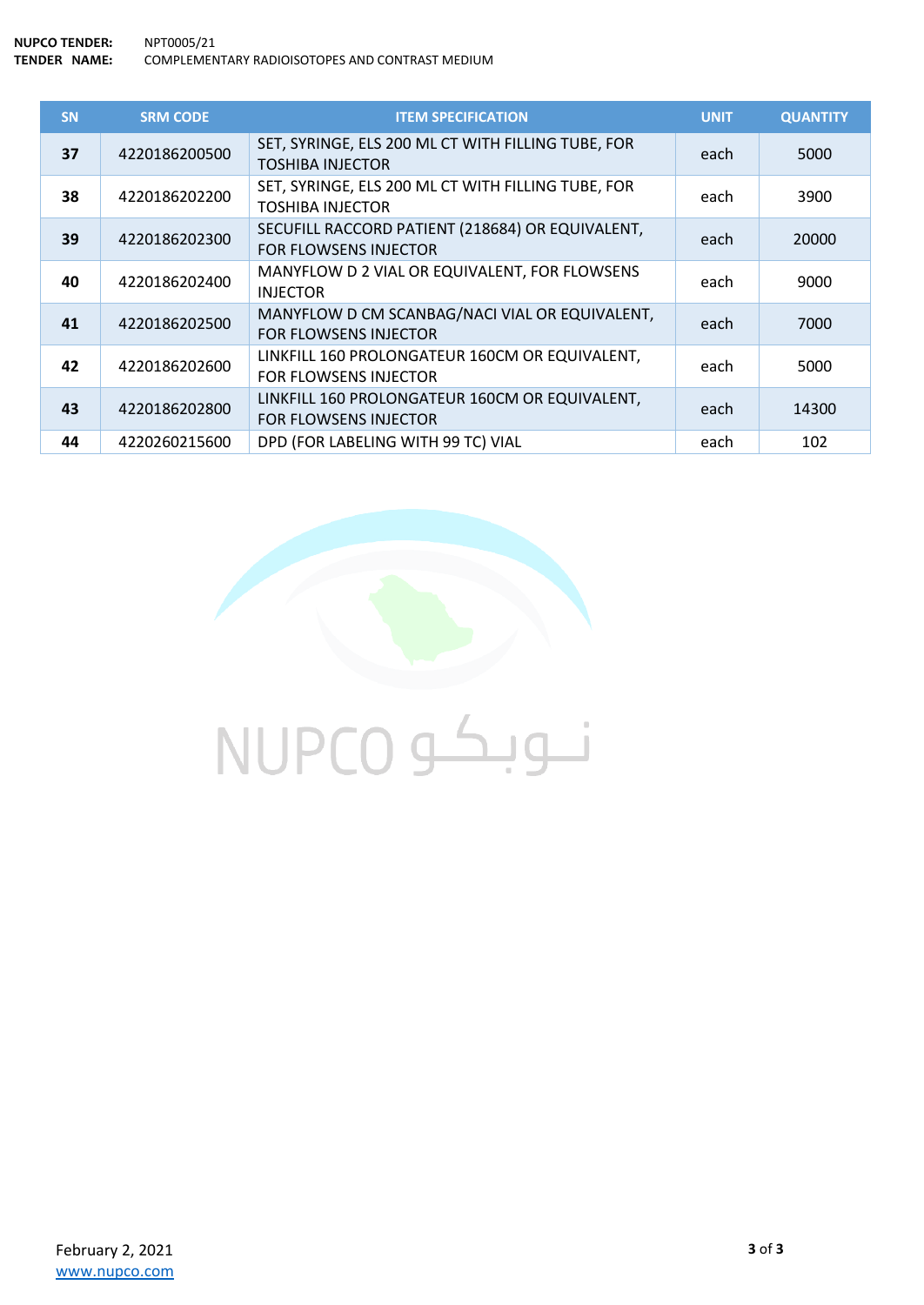**NUPCO TENDER:** NPT0005/21
**TENDER NAME:** COMPLEMENTARY RADIOISOTOPES AND CONTRAST MEDIUM

| SN | SRM CODE | ITEM SPECIFICATION | UNIT | QUANTITY |
|---|---|---|---|---|
| **37** | 4220186200500 | SET, SYRINGE, ELS 200 ML CT WITH FILLING TUBE, FOR TOSHIBA INJECTOR | each | 5000 |
| **38** | 4220186202200 | SET, SYRINGE, ELS 200 ML CT WITH FILLING TUBE, FOR TOSHIBA INJECTOR | each | 3900 |
| **39** | 4220186202300 | SECUFILL RACCORD PATIENT (218684) OR EQUIVALENT, FOR FLOWSENS INJECTOR | each | 20000 |
| **40** | 4220186202400 | MANYFLOW D 2 VIAL OR EQUIVALENT, FOR FLOWSENS INJECTOR | each | 9000 |
| **41** | 4220186202500 | MANYFLOW D CM SCANBAG/NACI VIAL OR EQUIVALENT, FOR FLOWSENS INJECTOR | each | 7000 |
| **42** | 4220186202600 | LINKFILL 160 PROLONGATEUR 160CM OR EQUIVALENT, FOR FLOWSENS INJECTOR | each | 5000 |
| **43** | 4220186202800 | LINKFILL 160 PROLONGATEUR 160CM OR EQUIVALENT, FOR FLOWSENS INJECTOR | each | 14300 |
| **44** | 4220260215600 | DPD (FOR LABELING WITH 99 TC) VIAL | each | 102 |

NUPCO نـوبكـو

February 2, 2021
www.nupco.com